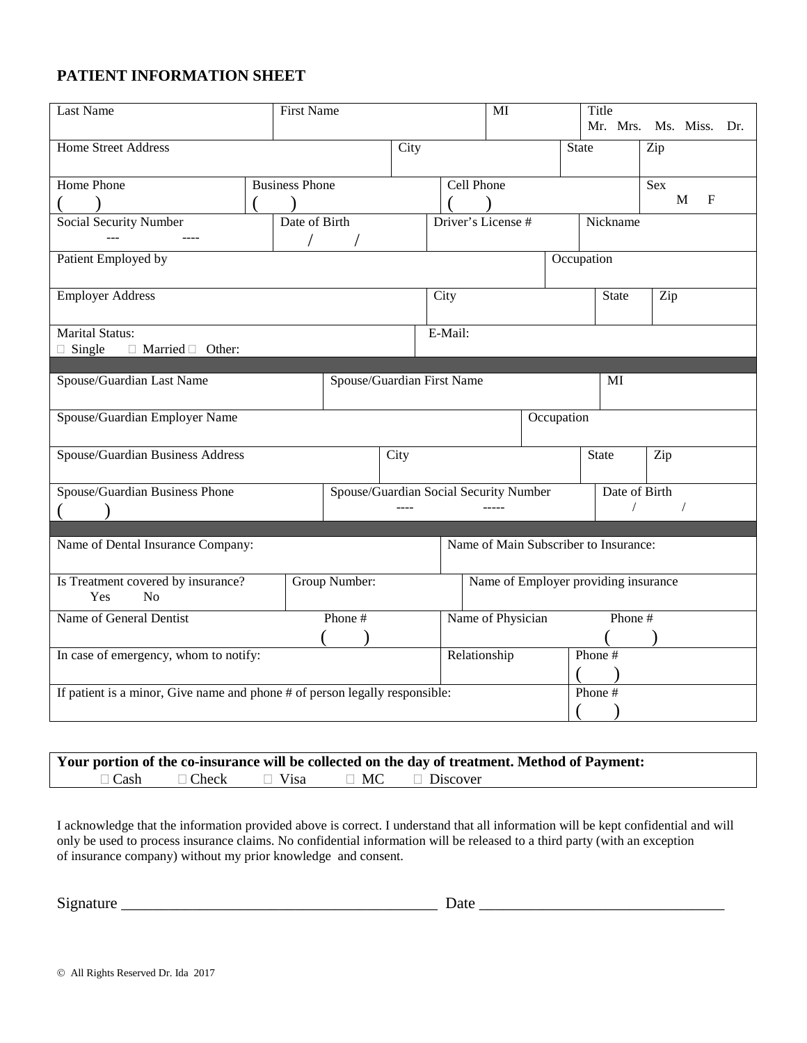## PATIENT INFORMATION SHEET

| Last Name | First Name | MI | Title<br>Mr. Mrs. Ms. Miss. Dr. |
|---|---|---|---|

| Home Street Address | City | State | Zip |
|---|---|---|---|

| Home Phone<br>( ) | Business Phone<br>( ) | Cell Phone<br>( ) | Sex<br>M F |
|---|---|---|---|

| Social Security Number<br>--- ---- | Date of Birth<br>/ / | Driver's License # | Nickname |
|---|---|---|---|

| Patient Employed by | Occupation |
|---|---|

| Employer Address | City | State | Zip |
|---|---|---|---|

| Marital Status:<br>☐ Single ☐ Married ☐ Other: | E-Mail: |
|---|---|

| Spouse/Guardian Last Name | Spouse/Guardian First Name | MI |
|---|---|---|

| Spouse/Guardian Employer Name | Occupation |
|---|---|

| Spouse/Guardian Business Address | City | State | Zip |
|---|---|---|---|

| Spouse/Guardian Business Phone<br>( ) | Spouse/Guardian Social Security Number<br>---- ----- | Date of Birth<br>/ / |
|---|---|---|

| Name of Dental Insurance Company: | Name of Main Subscriber to Insurance: |
|---|---|

| Is Treatment covered by insurance?<br>Yes No | Group Number: | Name of Employer providing insurance |
|---|---|---|

| Name of General Dentist | Phone #<br>( ) | Name of Physician | Phone #<br>( ) |
|---|---|---|---|

| In case of emergency, whom to notify: | Relationship | Phone #<br>( ) |
|---|---|---|

| If patient is a minor, Give name and phone # of person legally responsible: | Phone #<br>( ) |
|---|---|

**Your portion of the co-insurance will be collected on the day of treatment. Method of Payment:**
☐ Cash ☐ Check ☐ Visa ☐ MC ☐ Discover

I acknowledge that the information provided above is correct. I understand that all information will be kept confidential and will only be used to process insurance claims. No confidential information will be released to a third party (with an exception of insurance company) without my prior knowledge and consent.

Signature ________________________________________ Date ______________________________

© All Rights Reserved Dr. Ida 2017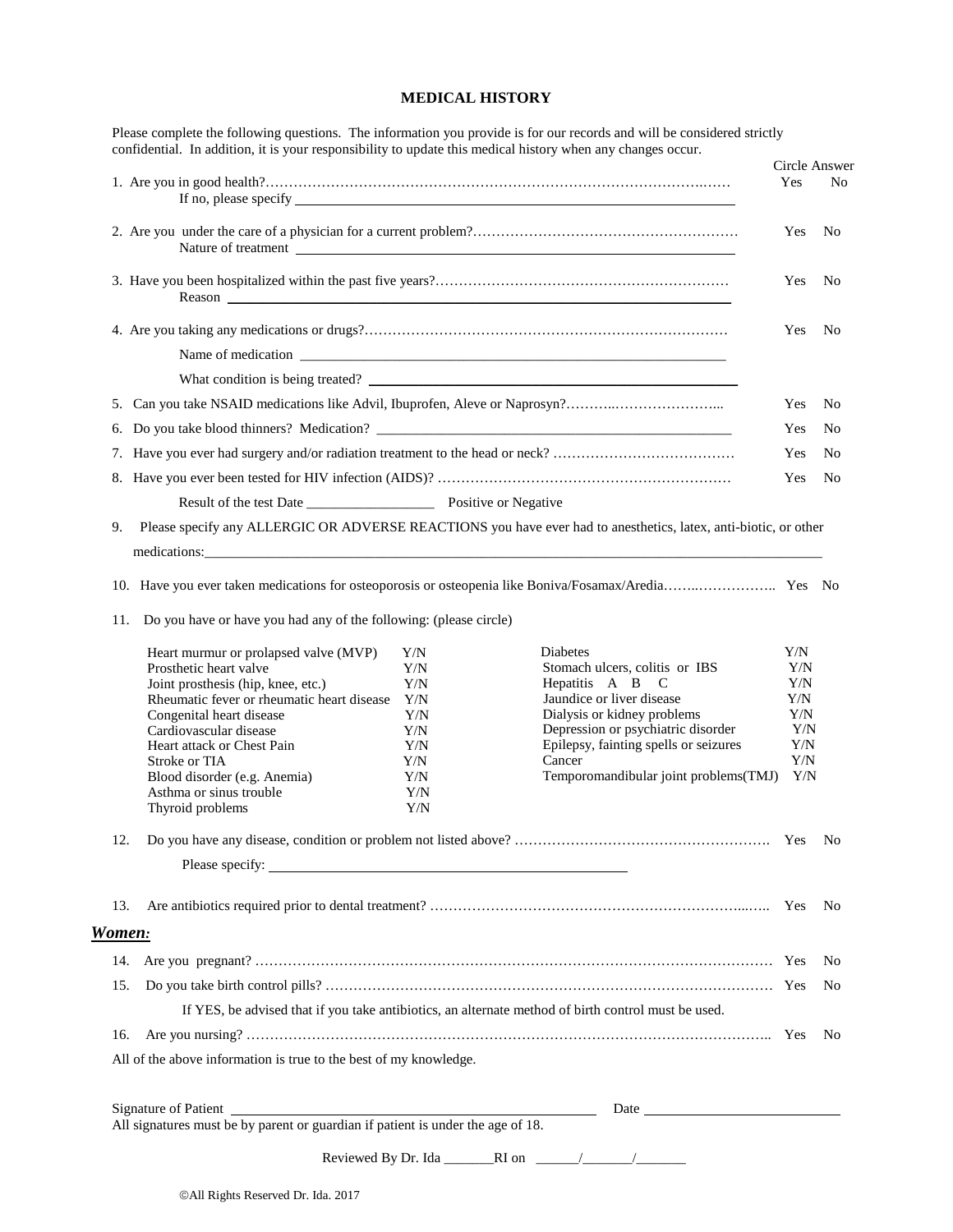# MEDICAL HISTORY

Please complete the following questions. The information you provide is for our records and will be considered strictly confidential. In addition, it is your responsibility to update this medical history when any changes occur.

Circle Answer

1. Are you in good health?………………………………………………………………………………………… Yes No
   If no, please specify ____________________
2. Are you under the care of a physician for a current problem?………………………………………………… Yes No
   Nature of treatment ____________________
3. Have you been hospitalized within the past five years?……………………………………………………… Yes No
   Reason ____________________
4. Are you taking any medications or drugs?………………………………………………………………… Yes No
   Name of medication ____________________
   What condition is being treated? ____________________
5. Can you take NSAID medications like Advil, Ibuprofen, Aleve or Naprosyn?………..…………………... Yes No
6. Do you take blood thinners? Medication? ____________________ Yes No
7. Have you ever had surgery and/or radiation treatment to the head or neck? ………………………………… Yes No
8. Have you ever been tested for HIV infection (AIDS)? ……………………………………………………… Yes No
   Result of the test Date __________________ Positive or Negative
9. Please specify any ALLERGIC OR ADVERSE REACTIONS you have ever had to anesthetics, latex, anti-biotic, or other medications:____________________
10. Have you ever taken medications for osteoporosis or osteopenia like Boniva/Fosamax/Aredia……..…………….. Yes No
11. Do you have or have you had any of the following: (please circle)

| | | | |
|---|---|---|---|
| Heart murmur or prolapsed valve (MVP) | Y/N | Diabetes | Y/N |
| Prosthetic heart valve | Y/N | Stomach ulcers, colitis or IBS | Y/N |
| Joint prosthesis (hip, knee, etc.) | Y/N | Hepatitis A B C | Y/N |
| Rheumatic fever or rheumatic heart disease | Y/N | Jaundice or liver disease | Y/N |
| Congenital heart disease | Y/N | Dialysis or kidney problems | Y/N |
| Cardiovascular disease | Y/N | Depression or psychiatric disorder | Y/N |
| Heart attack or Chest Pain | Y/N | Epilepsy, fainting spells or seizures | Y/N |
| Stroke or TIA | Y/N | Cancer | Y/N |
| Blood disorder (e.g. Anemia) | Y/N | Temporomandibular joint problems(TMJ) | Y/N |
| Asthma or sinus trouble | Y/N | | |
| Thyroid problems | Y/N | | |

12. Do you have any disease, condition or problem not listed above? ………………………………………………. Yes No
    Please specify: ____________________
13. Are antibiotics required prior to dental treatment? …………………………………………………………...….. Yes No

***Women:***

14. Are you pregnant? ………………………………………………………………………………………………… Yes No
15. Do you take birth control pills? ………………………………………………………………………………… Yes No
    If YES, be advised that if you take antibiotics, an alternate method of birth control must be used.
16. Are you nursing? ……………………………………………………………………………………………….. Yes No

All of the above information is true to the best of my knowledge.

Signature of Patient ____________________ Date ____________________

All signatures must be by parent or guardian if patient is under the age of 18.

Reviewed By Dr. Ida _______RI on ______/_______/_______

©All Rights Reserved Dr. Ida. 2017